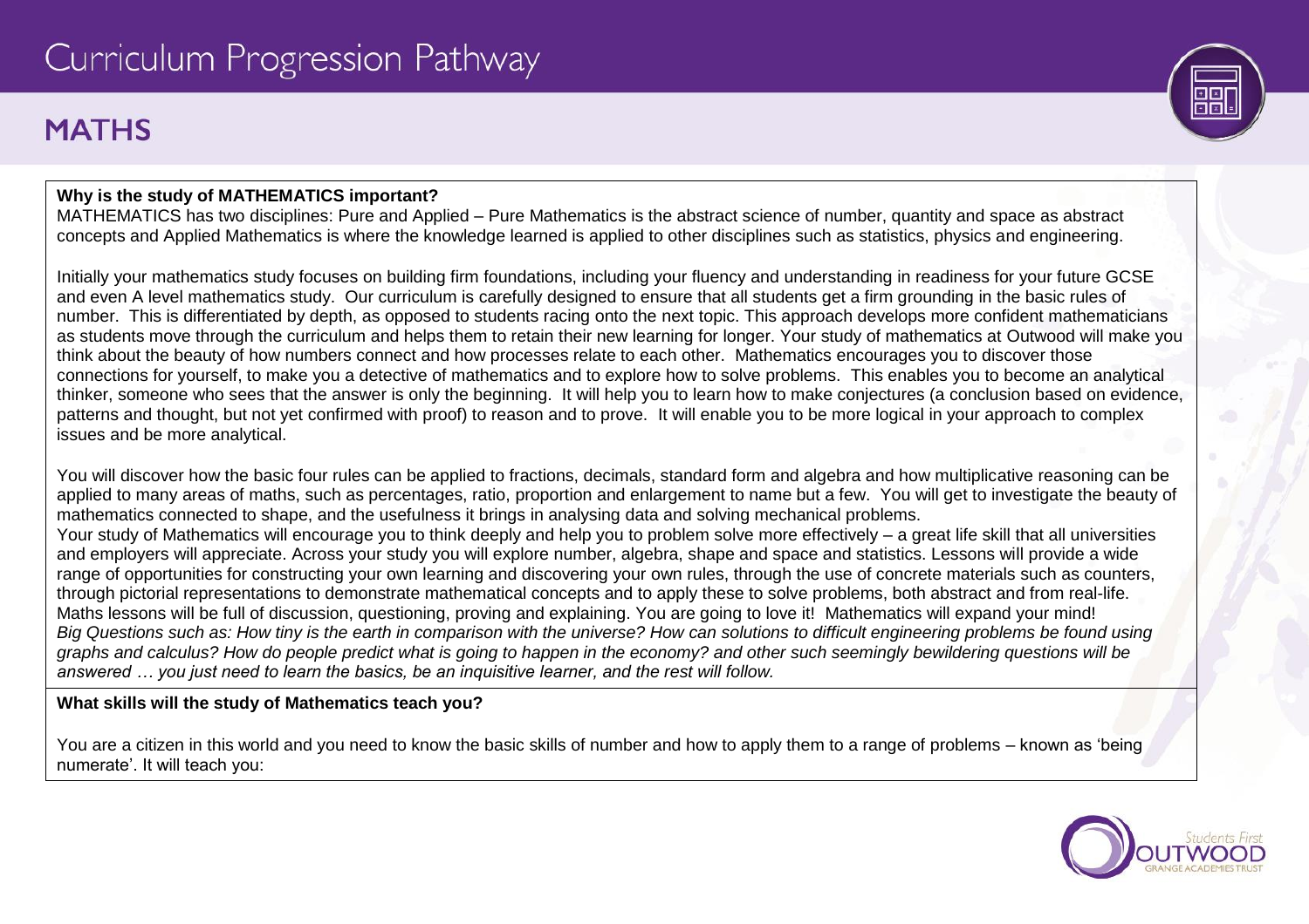# Curriculum Progression Pathway

## MATHS

**Why is the study of MATHEMATICS important?**

MATHEMATICS has two disciplines: Pure and Applied – Pure Mathematics is the abstract science of number, quantity and space as abstract concepts and Applied Mathematics is where the knowledge learned is applied to other disciplines such as statistics, physics and engineering.

Initially your mathematics study focuses on building firm foundations, including your fluency and understanding in readiness for your future GCSE and even A level mathematics study. Our curriculum is carefully designed to ensure that all students get a firm grounding in the basic rules of number. This is differentiated by depth, as opposed to students racing onto the next topic. This approach develops more confident mathematicians as students move through the curriculum and helps them to retain their new learning for longer. Your study of mathematics at Outwood will make you think about the beauty of how numbers connect and how processes relate to each other. Mathematics encourages you to discover those connections for yourself, to make you a detective of mathematics and to explore how to solve problems. This enables you to become an analytical thinker, someone who sees that the answer is only the beginning. It will help you to learn how to make conjectures (a conclusion based on evidence, patterns and thought, but not yet confirmed with proof) to reason and to prove. It will enable you to be more logical in your approach to complex issues and be more analytical.

You will discover how the basic four rules can be applied to fractions, decimals, standard form and algebra and how multiplicative reasoning can be applied to many areas of maths, such as percentages, ratio, proportion and enlargement to name but a few. You will get to investigate the beauty of mathematics connected to shape, and the usefulness it brings in analysing data and solving mechanical problems.

Your study of Mathematics will encourage you to think deeply and help you to problem solve more effectively – a great life skill that all universities and employers will appreciate. Across your study you will explore number, algebra, shape and space and statistics. Lessons will provide a wide range of opportunities for constructing your own learning and discovering your own rules, through the use of concrete materials such as counters, through pictorial representations to demonstrate mathematical concepts and to apply these to solve problems, both abstract and from real-life. Maths lessons will be full of discussion, questioning, proving and explaining. You are going to love it! Mathematics will expand your mind!

*Big Questions such as: How tiny is the earth in comparison with the universe? How can solutions to difficult engineering problems be found using graphs and calculus? How do people predict what is going to happen in the economy? and other such seemingly bewildering questions will be answered … you just need to learn the basics, be an inquisitive learner, and the rest will follow.*

**What skills will the study of Mathematics teach you?**

You are a citizen in this world and you need to know the basic skills of number and how to apply them to a range of problems – known as 'being numerate'. It will teach you: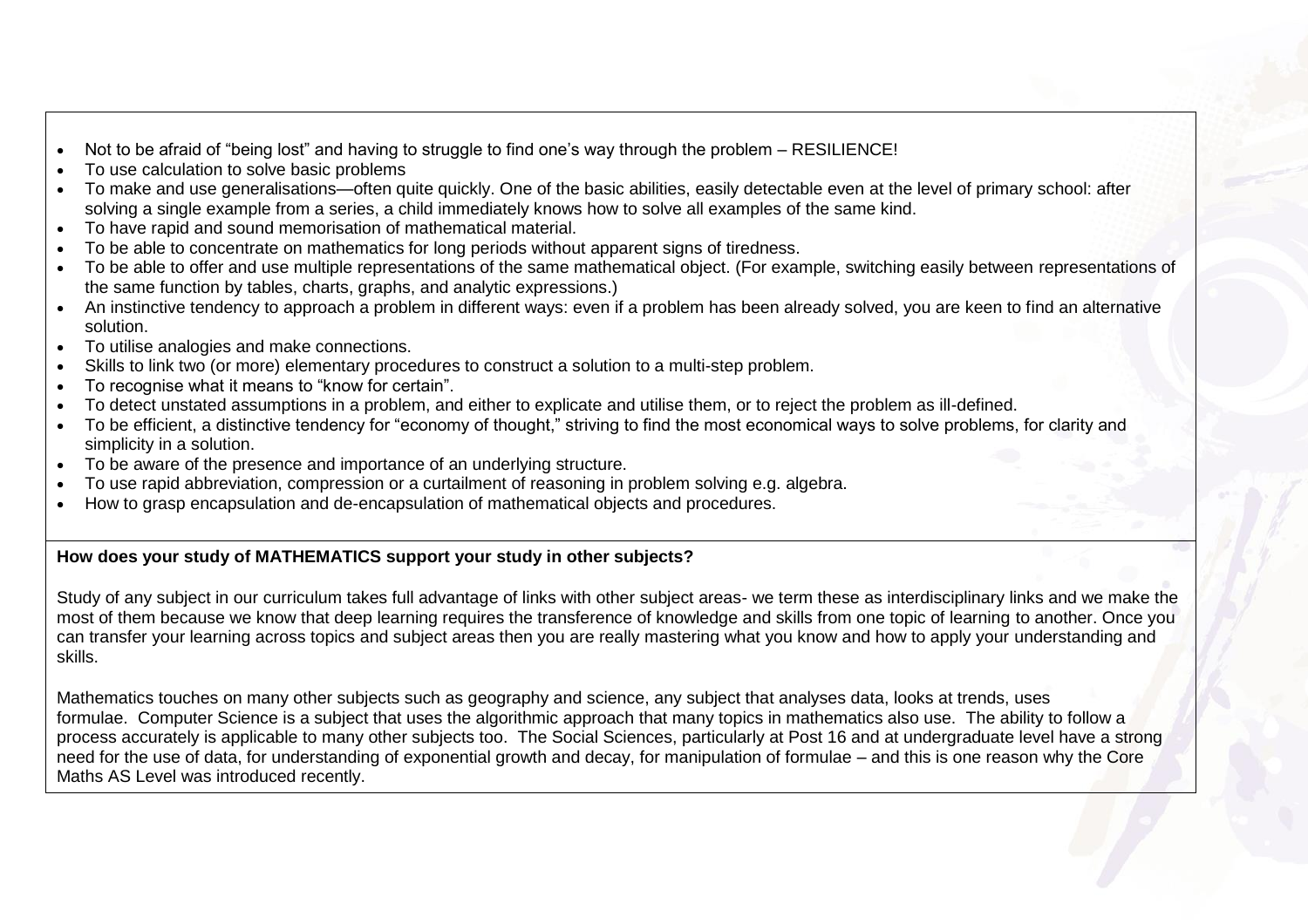- Not to be afraid of "being lost" and having to struggle to find one's way through the problem – RESILIENCE!
- To use calculation to solve basic problems
- To make and use generalisations—often quite quickly. One of the basic abilities, easily detectable even at the level of primary school: after solving a single example from a series, a child immediately knows how to solve all examples of the same kind.
- To have rapid and sound memorisation of mathematical material.
- To be able to concentrate on mathematics for long periods without apparent signs of tiredness.
- To be able to offer and use multiple representations of the same mathematical object. (For example, switching easily between representations of the same function by tables, charts, graphs, and analytic expressions.)
- An instinctive tendency to approach a problem in different ways: even if a problem has been already solved, you are keen to find an alternative solution.
- To utilise analogies and make connections.
- Skills to link two (or more) elementary procedures to construct a solution to a multi-step problem.
- To recognise what it means to "know for certain".
- To detect unstated assumptions in a problem, and either to explicate and utilise them, or to reject the problem as ill-defined.
- To be efficient, a distinctive tendency for "economy of thought," striving to find the most economical ways to solve problems, for clarity and simplicity in a solution.
- To be aware of the presence and importance of an underlying structure.
- To use rapid abbreviation, compression or a curtailment of reasoning in problem solving e.g. algebra.
- How to grasp encapsulation and de-encapsulation of mathematical objects and procedures.

**How does your study of MATHEMATICS support your study in other subjects?**

Study of any subject in our curriculum takes full advantage of links with other subject areas- we term these as interdisciplinary links and we make the most of them because we know that deep learning requires the transference of knowledge and skills from one topic of learning to another. Once you can transfer your learning across topics and subject areas then you are really mastering what you know and how to apply your understanding and skills.

Mathematics touches on many other subjects such as geography and science, any subject that analyses data, looks at trends, uses formulae. Computer Science is a subject that uses the algorithmic approach that many topics in mathematics also use. The ability to follow a process accurately is applicable to many other subjects too. The Social Sciences, particularly at Post 16 and at undergraduate level have a strong need for the use of data, for understanding of exponential growth and decay, for manipulation of formulae – and this is one reason why the Core Maths AS Level was introduced recently.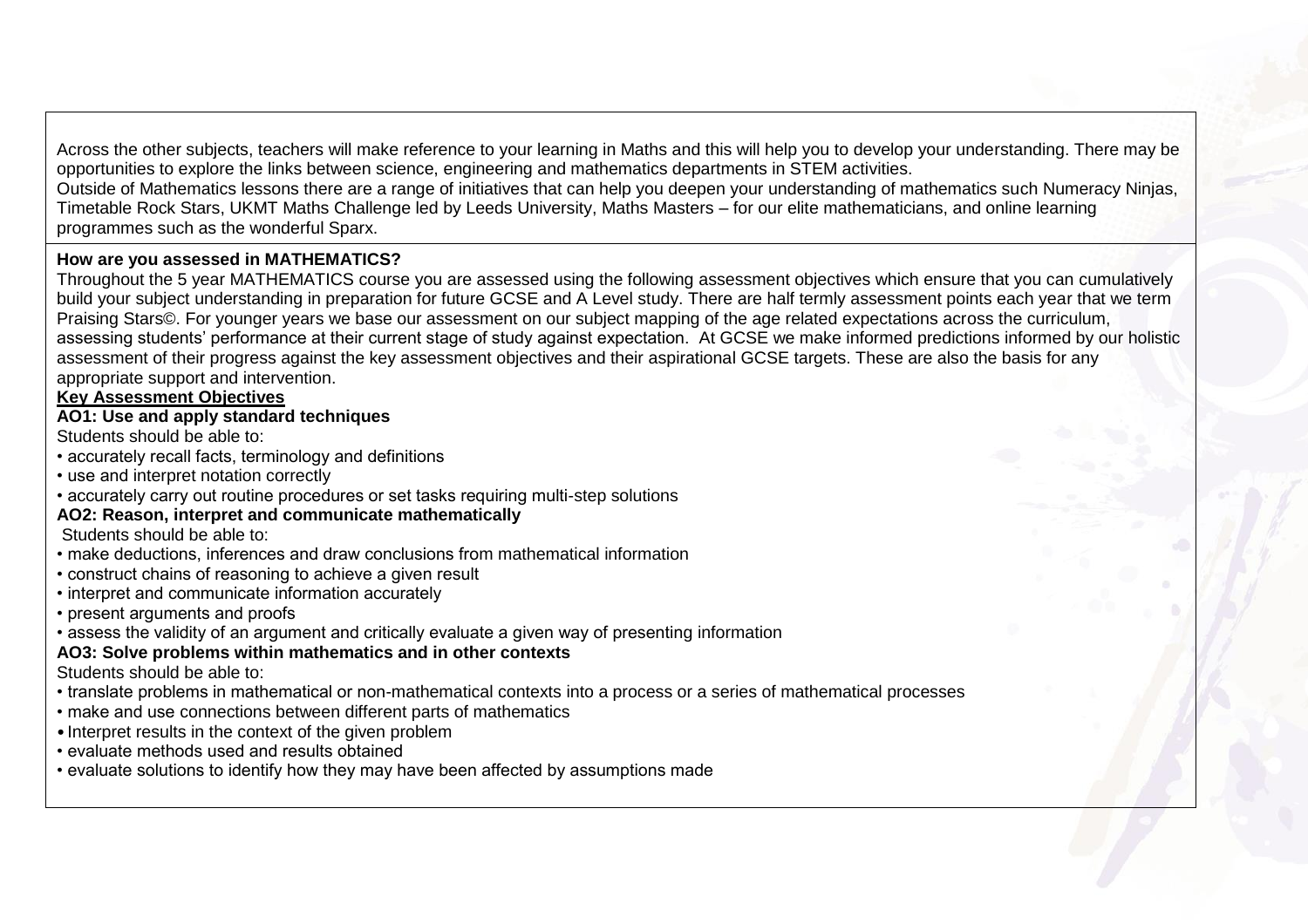Across the other subjects, teachers will make reference to your learning in Maths and this will help you to develop your understanding. There may be opportunities to explore the links between science, engineering and mathematics departments in STEM activities.
Outside of Mathematics lessons there are a range of initiatives that can help you deepen your understanding of mathematics such Numeracy Ninjas, Timetable Rock Stars, UKMT Maths Challenge led by Leeds University, Maths Masters – for our elite mathematicians, and online learning programmes such as the wonderful Sparx.

**How are you assessed in MATHEMATICS?**

Throughout the 5 year MATHEMATICS course you are assessed using the following assessment objectives which ensure that you can cumulatively build your subject understanding in preparation for future GCSE and A Level study. There are half termly assessment points each year that we term Praising Stars©. For younger years we base our assessment on our subject mapping of the age related expectations across the curriculum, assessing students' performance at their current stage of study against expectation. At GCSE we make informed predictions informed by our holistic assessment of their progress against the key assessment objectives and their aspirational GCSE targets. These are also the basis for any appropriate support and intervention.

**Key Assessment Objectives**

**AO1: Use and apply standard techniques**

Students should be able to:

- accurately recall facts, terminology and definitions
- use and interpret notation correctly
- accurately carry out routine procedures or set tasks requiring multi-step solutions

**AO2: Reason, interpret and communicate mathematically**

Students should be able to:

- make deductions, inferences and draw conclusions from mathematical information
- construct chains of reasoning to achieve a given result
- interpret and communicate information accurately
- present arguments and proofs
- assess the validity of an argument and critically evaluate a given way of presenting information

**AO3: Solve problems within mathematics and in other contexts**

Students should be able to:

- translate problems in mathematical or non-mathematical contexts into a process or a series of mathematical processes
- make and use connections between different parts of mathematics
- Interpret results in the context of the given problem
- evaluate methods used and results obtained
- evaluate solutions to identify how they may have been affected by assumptions made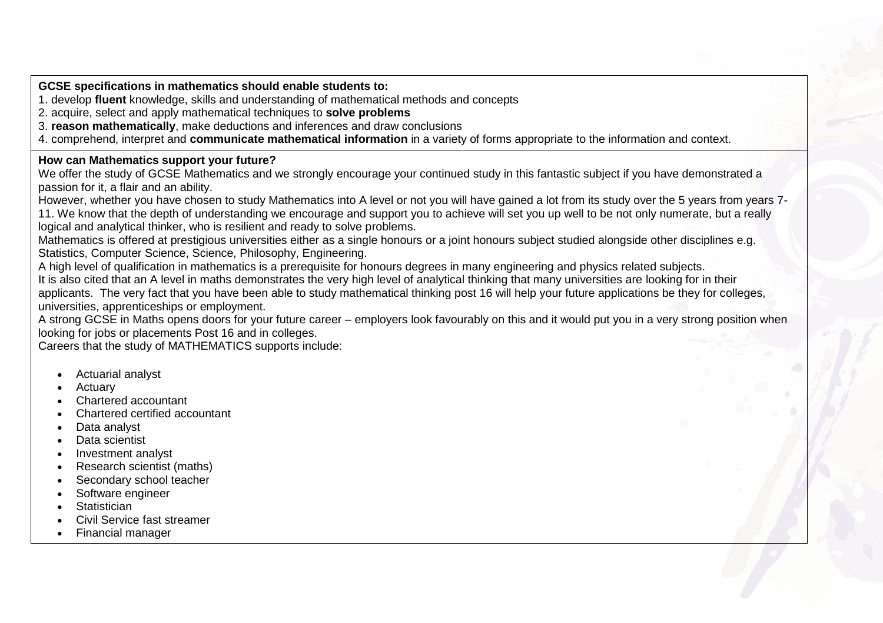**GCSE specifications in mathematics should enable students to:**

1. develop **fluent** knowledge, skills and understanding of mathematical methods and concepts
2. acquire, select and apply mathematical techniques to **solve problems**
3. **reason mathematically**, make deductions and inferences and draw conclusions
4. comprehend, interpret and **communicate mathematical information** in a variety of forms appropriate to the information and context.

**How can Mathematics support your future?**

We offer the study of GCSE Mathematics and we strongly encourage your continued study in this fantastic subject if you have demonstrated a passion for it, a flair and an ability.

However, whether you have chosen to study Mathematics into A level or not you will have gained a lot from its study over the 5 years from years 7-11. We know that the depth of understanding we encourage and support you to achieve will set you up well to be not only numerate, but a really logical and analytical thinker, who is resilient and ready to solve problems.

Mathematics is offered at prestigious universities either as a single honours or a joint honours subject studied alongside other disciplines e.g. Statistics, Computer Science, Science, Philosophy, Engineering.

A high level of qualification in mathematics is a prerequisite for honours degrees in many engineering and physics related subjects.

It is also cited that an A level in maths demonstrates the very high level of analytical thinking that many universities are looking for in their applicants. The very fact that you have been able to study mathematical thinking post 16 will help your future applications be they for colleges, universities, apprenticeships or employment.

A strong GCSE in Maths opens doors for your future career – employers look favourably on this and it would put you in a very strong position when looking for jobs or placements Post 16 and in colleges.

Careers that the study of MATHEMATICS supports include:

- Actuarial analyst
- Actuary
- Chartered accountant
- Chartered certified accountant
- Data analyst
- Data scientist
- Investment analyst
- Research scientist (maths)
- Secondary school teacher
- Software engineer
- Statistician
- Civil Service fast streamer
- Financial manager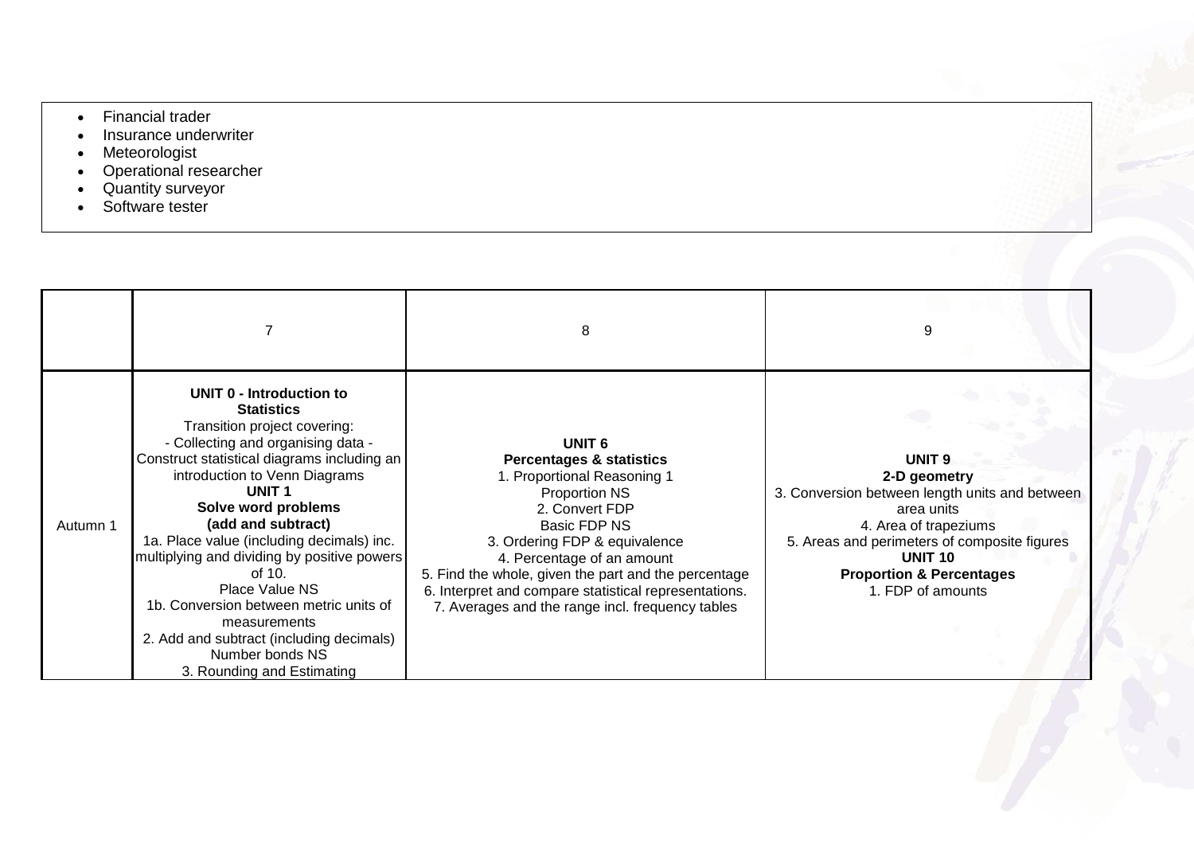- Financial trader
- Insurance underwriter
- Meteorologist
- Operational researcher
- Quantity surveyor
- Software tester

| | 7 | 8 | 9 |
|---|---|---|---|
| Autumn 1 | **UNIT 0 - Introduction to Statistics**<br>Transition project covering:<br>- Collecting and organising data - Construct statistical diagrams including an introduction to Venn Diagrams<br>**UNIT 1**<br>**Solve word problems (add and subtract)**<br>1a. Place value (including decimals) inc. multiplying and dividing by positive powers of 10.<br>Place Value NS<br>1b. Conversion between metric units of measurements<br>2. Add and subtract (including decimals)<br>Number bonds NS<br>3. Rounding and Estimating | **UNIT 6**<br>**Percentages & statistics**<br>1. Proportional Reasoning 1<br>Proportion NS<br>2. Convert FDP<br>Basic FDP NS<br>3. Ordering FDP & equivalence<br>4. Percentage of an amount<br>5. Find the whole, given the part and the percentage<br>6. Interpret and compare statistical representations.<br>7. Averages and the range incl. frequency tables | **UNIT 9**<br>**2-D geometry**<br>3. Conversion between length units and between area units<br>4. Area of trapeziums<br>5. Areas and perimeters of composite figures<br>**UNIT 10**<br>**Proportion & Percentages**<br>1. FDP of amounts |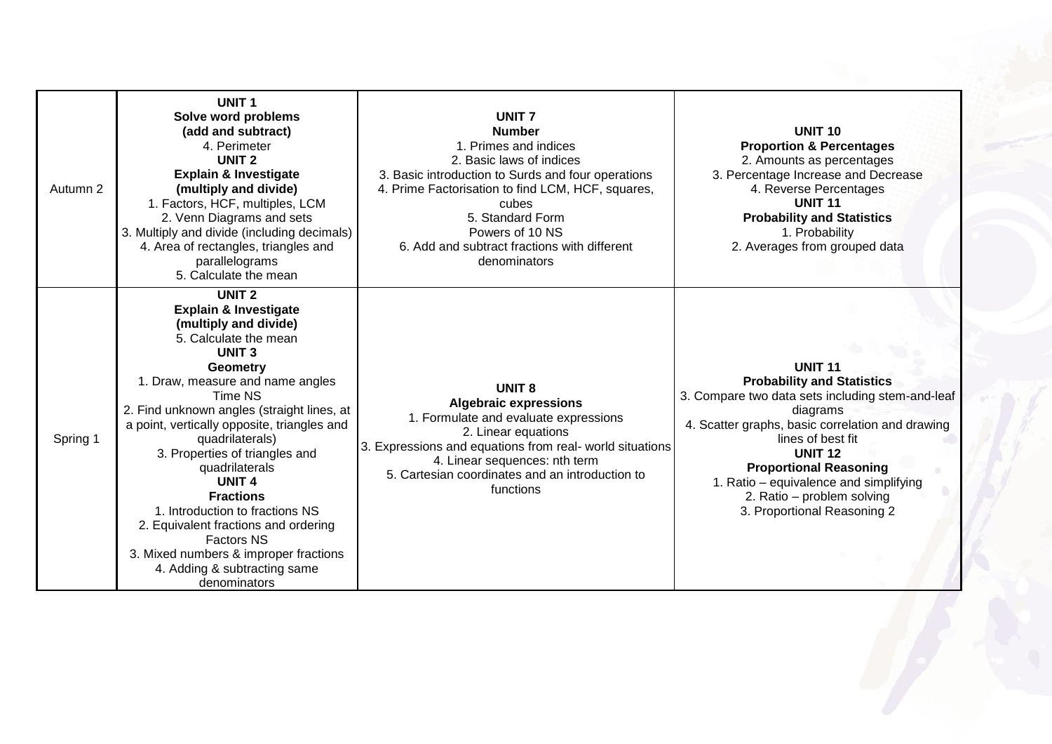| | | | |
|---|---|---|---|
| Autumn 2 | **UNIT 1**<br>**Solve word problems**<br>**(add and subtract)**<br>4. Perimeter<br>**UNIT 2**<br>**Explain & Investigate**<br>**(multiply and divide)**<br>1. Factors, HCF, multiples, LCM<br>2. Venn Diagrams and sets<br>3. Multiply and divide (including decimals)<br>4. Area of rectangles, triangles and parallelograms<br>5. Calculate the mean | **UNIT 7**<br>**Number**<br>1. Primes and indices<br>2. Basic laws of indices<br>3. Basic introduction to Surds and four operations<br>4. Prime Factorisation to find LCM, HCF, squares, cubes<br>5. Standard Form<br>Powers of 10 NS<br>6. Add and subtract fractions with different denominators | **UNIT 10**<br>**Proportion & Percentages**<br>2. Amounts as percentages<br>3. Percentage Increase and Decrease<br>4. Reverse Percentages<br>**UNIT 11**<br>**Probability and Statistics**<br>1. Probability<br>2. Averages from grouped data |
| Spring 1 | **UNIT 2**<br>**Explain & Investigate**<br>**(multiply and divide)**<br>5. Calculate the mean<br>**UNIT 3**<br>**Geometry**<br>1. Draw, measure and name angles<br>Time NS<br>2. Find unknown angles (straight lines, at a point, vertically opposite, triangles and quadrilaterals)<br>3. Properties of triangles and quadrilaterals<br>**UNIT 4**<br>**Fractions**<br>1. Introduction to fractions NS<br>2. Equivalent fractions and ordering<br>Factors NS<br>3. Mixed numbers & improper fractions<br>4. Adding & subtracting same denominators | **UNIT 8**<br>**Algebraic expressions**<br>1. Formulate and evaluate expressions<br>2. Linear equations<br>3. Expressions and equations from real- world situations<br>4. Linear sequences: nth term<br>5. Cartesian coordinates and an introduction to functions | **UNIT 11**<br>**Probability and Statistics**<br>3. Compare two data sets including stem-and-leaf diagrams<br>4. Scatter graphs, basic correlation and drawing lines of best fit<br>**UNIT 12**<br>**Proportional Reasoning**<br>1. Ratio – equivalence and simplifying<br>2. Ratio – problem solving<br>3. Proportional Reasoning 2 |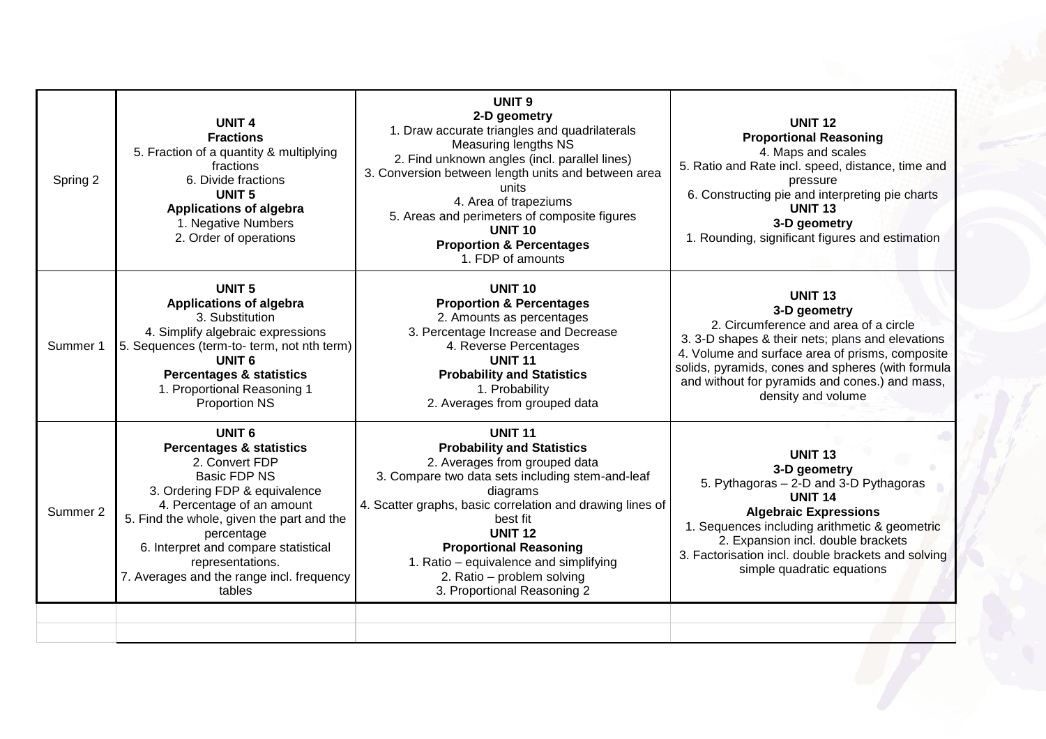| | | | |
|---|---|---|---|
| Spring 2 | **UNIT 4**<br>**Fractions**<br>5. Fraction of a quantity & multiplying fractions<br>6. Divide fractions<br>**UNIT 5**<br>**Applications of algebra**<br>1. Negative Numbers<br>2. Order of operations | **UNIT 9**<br>**2-D geometry**<br>1. Draw accurate triangles and quadrilaterals<br>Measuring lengths NS<br>2. Find unknown angles (incl. parallel lines)<br>3. Conversion between length units and between area units<br>4. Area of trapeziums<br>5. Areas and perimeters of composite figures<br>**UNIT 10**<br>**Proportion & Percentages**<br>1. FDP of amounts | **UNIT 12**<br>**Proportional Reasoning**<br>4. Maps and scales<br>5. Ratio and Rate incl. speed, distance, time and pressure<br>6. Constructing pie and interpreting pie charts<br>**UNIT 13**<br>**3-D geometry**<br>1. Rounding, significant figures and estimation |
| Summer 1 | **UNIT 5**<br>**Applications of algebra**<br>3. Substitution<br>4. Simplify algebraic expressions<br>5. Sequences (term-to- term, not nth term)<br>**UNIT 6**<br>**Percentages & statistics**<br>1. Proportional Reasoning 1<br>Proportion NS | **UNIT 10**<br>**Proportion & Percentages**<br>2. Amounts as percentages<br>3. Percentage Increase and Decrease<br>4. Reverse Percentages<br>**UNIT 11**<br>**Probability and Statistics**<br>1. Probability<br>2. Averages from grouped data | **UNIT 13**<br>**3-D geometry**<br>2. Circumference and area of a circle<br>3. 3-D shapes & their nets; plans and elevations<br>4. Volume and surface area of prisms, composite solids, pyramids, cones and spheres (with formula and without for pyramids and cones.) and mass, density and volume |
| Summer 2 | **UNIT 6**<br>**Percentages & statistics**<br>2. Convert FDP<br>Basic FDP NS<br>3. Ordering FDP & equivalence<br>4. Percentage of an amount<br>5. Find the whole, given the part and the percentage<br>6. Interpret and compare statistical representations.<br>7. Averages and the range incl. frequency tables | **UNIT 11**<br>**Probability and Statistics**<br>2. Averages from grouped data<br>3. Compare two data sets including stem-and-leaf diagrams<br>4. Scatter graphs, basic correlation and drawing lines of best fit<br>**UNIT 12**<br>**Proportional Reasoning**<br>1. Ratio – equivalence and simplifying<br>2. Ratio – problem solving<br>3. Proportional Reasoning 2 | **UNIT 13**<br>**3-D geometry**<br>5. Pythagoras – 2-D and 3-D Pythagoras<br>**UNIT 14**<br>**Algebraic Expressions**<br>1. Sequences including arithmetic & geometric<br>2. Expansion incl. double brackets<br>3. Factorisation incl. double brackets and solving simple quadratic equations |
| | | | |
| | | | |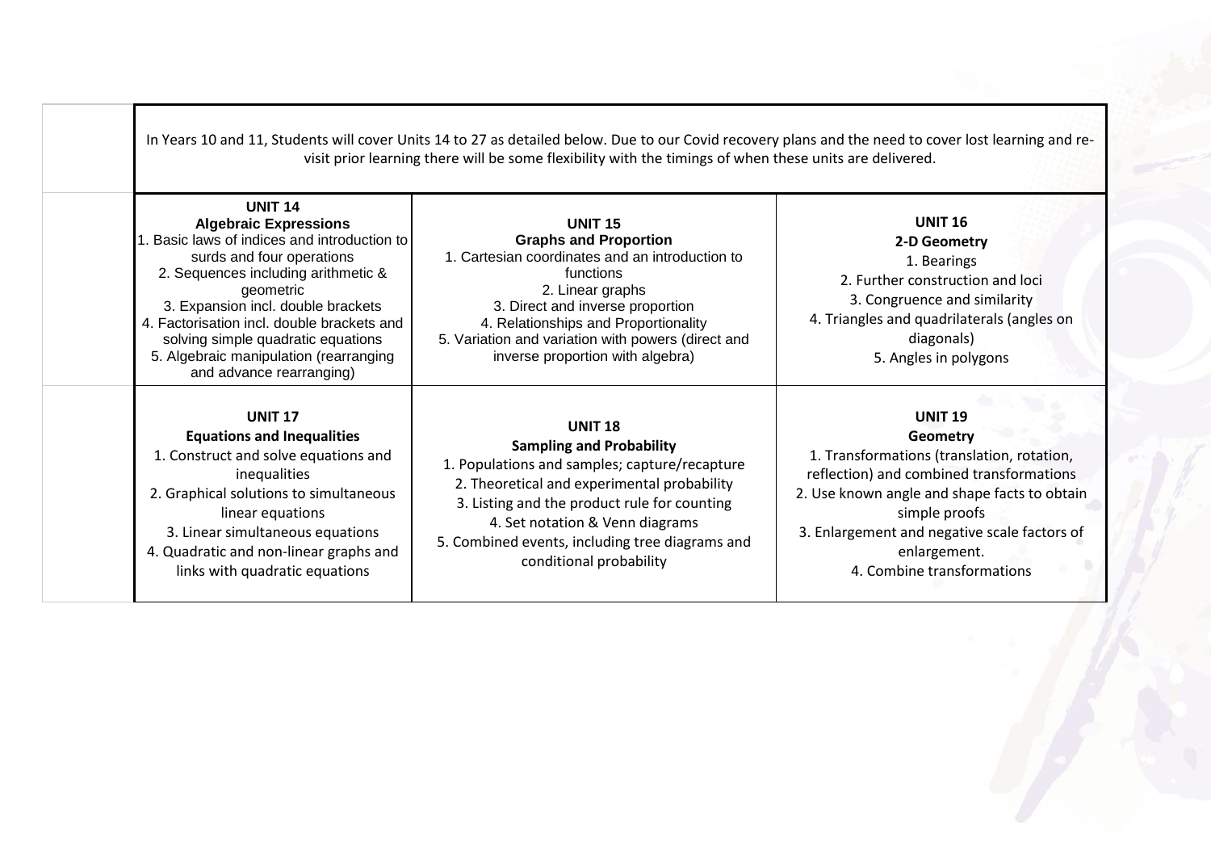In Years 10 and 11, Students will cover Units 14 to 27 as detailed below. Due to our Covid recovery plans and the need to cover lost learning and re-visit prior learning there will be some flexibility with the timings of when these units are delivered.

| **UNIT 14**<br>**Algebraic Expressions** | **UNIT 15**<br>**Graphs and Proportion** | **UNIT 16**<br>**2-D Geometry** |
|---|---|---|
| 1. Basic laws of indices and introduction to surds and four operations<br>2. Sequences including arithmetic & geometric<br>3. Expansion incl. double brackets<br>4. Factorisation incl. double brackets and solving simple quadratic equations<br>5. Algebraic manipulation (rearranging and advance rearranging) | 1. Cartesian coordinates and an introduction to functions<br>2. Linear graphs<br>3. Direct and inverse proportion<br>4. Relationships and Proportionality<br>5. Variation and variation with powers (direct and inverse proportion with algebra) | 1. Bearings<br>2. Further construction and loci<br>3. Congruence and similarity<br>4. Triangles and quadrilaterals (angles on diagonals)<br>5. Angles in polygons |
| **UNIT 17**<br>**Equations and Inequalities** | **UNIT 18**<br>**Sampling and Probability** | **UNIT 19**<br>**Geometry** |
| 1. Construct and solve equations and inequalities<br>2. Graphical solutions to simultaneous linear equations<br>3. Linear simultaneous equations<br>4. Quadratic and non-linear graphs and links with quadratic equations | 1. Populations and samples; capture/recapture<br>2. Theoretical and experimental probability<br>3. Listing and the product rule for counting<br>4. Set notation & Venn diagrams<br>5. Combined events, including tree diagrams and conditional probability | 1. Transformations (translation, rotation, reflection) and combined transformations<br>2. Use known angle and shape facts to obtain simple proofs<br>3. Enlargement and negative scale factors of enlargement.<br>4. Combine transformations |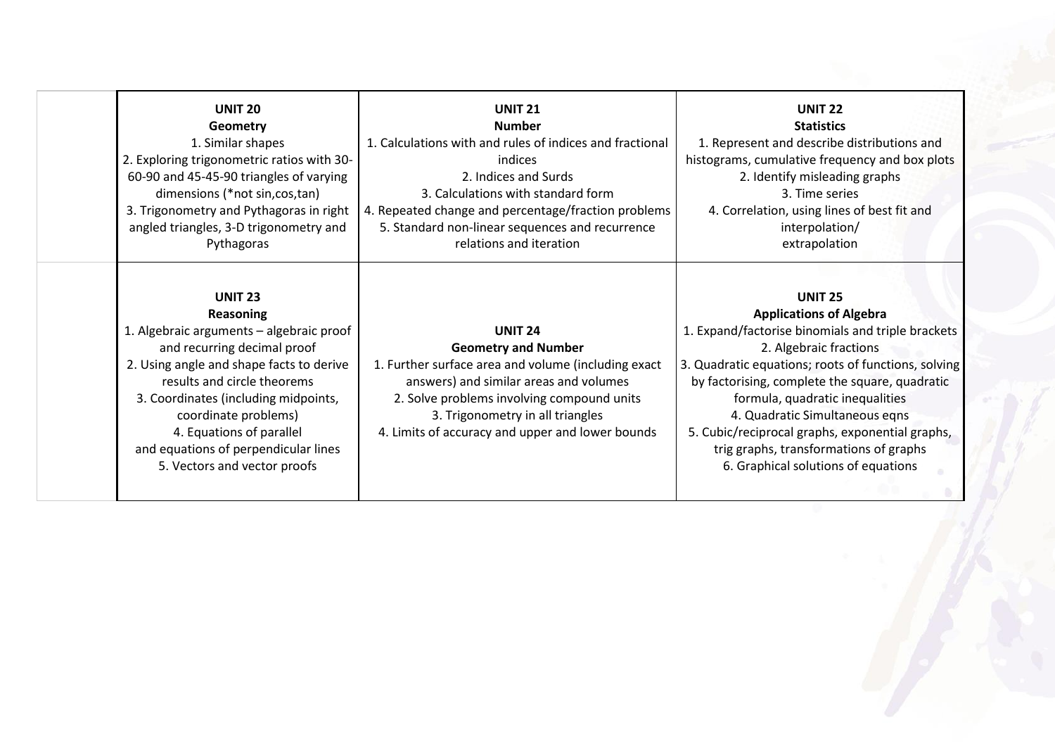| | | | |
|---|---|---|---|
| | **UNIT 20**<br>**Geometry**<br>1. Similar shapes<br>2. Exploring trigonometric ratios with 30-60-90 and 45-45-90 triangles of varying dimensions (*not sin,cos,tan)<br>3. Trigonometry and Pythagoras in right angled triangles, 3-D trigonometry and Pythagoras | **UNIT 21**<br>**Number**<br>1. Calculations with and rules of indices and fractional indices<br>2. Indices and Surds<br>3. Calculations with standard form<br>4. Repeated change and percentage/fraction problems<br>5. Standard non-linear sequences and recurrence relations and iteration | **UNIT 22**<br>**Statistics**<br>1. Represent and describe distributions and histograms, cumulative frequency and box plots<br>2. Identify misleading graphs<br>3. Time series<br>4. Correlation, using lines of best fit and interpolation/<br>extrapolation |
| | **UNIT 23**<br>**Reasoning**<br>1. Algebraic arguments – algebraic proof and recurring decimal proof<br>2. Using angle and shape facts to derive results and circle theorems<br>3. Coordinates (including midpoints, coordinate problems)<br>4. Equations of parallel and equations of perpendicular lines<br>5. Vectors and vector proofs | **UNIT 24**<br>**Geometry and Number**<br>1. Further surface area and volume (including exact answers) and similar areas and volumes<br>2. Solve problems involving compound units<br>3. Trigonometry in all triangles<br>4. Limits of accuracy and upper and lower bounds | **UNIT 25**<br>**Applications of Algebra**<br>1. Expand/factorise binomials and triple brackets<br>2. Algebraic fractions<br>3. Quadratic equations; roots of functions, solving by factorising, complete the square, quadratic formula, quadratic inequalities<br>4. Quadratic Simultaneous eqns<br>5. Cubic/reciprocal graphs, exponential graphs, trig graphs, transformations of graphs<br>6. Graphical solutions of equations |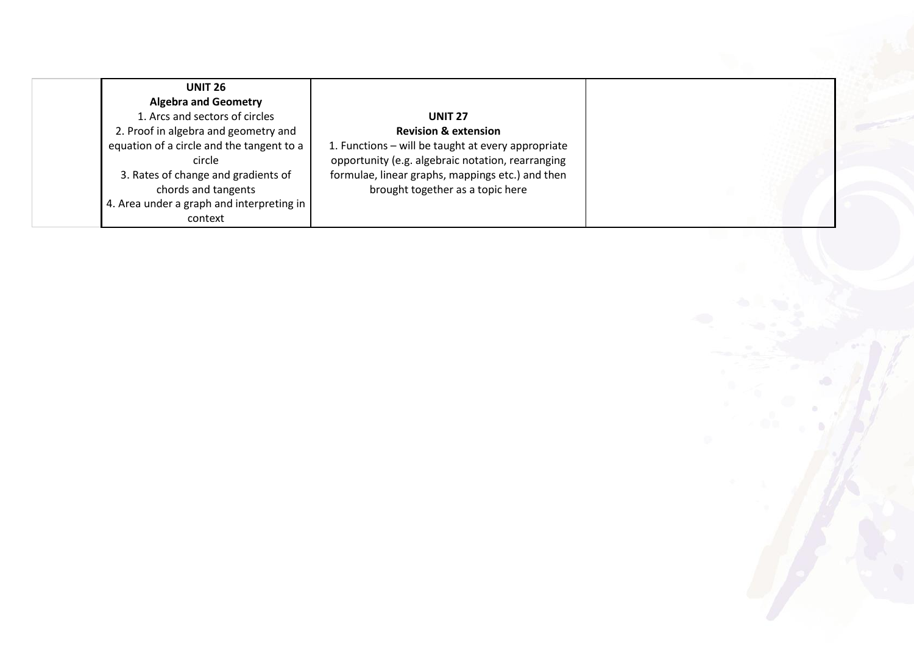| | | | |
|---|---|---|---|
| | **UNIT 26**<br>**Algebra and Geometry**<br>1. Arcs and sectors of circles<br>2. Proof in algebra and geometry and equation of a circle and the tangent to a circle<br>3. Rates of change and gradients of chords and tangents<br>4. Area under a graph and interpreting in context | **UNIT 27**<br>**Revision & extension**<br>1. Functions – will be taught at every appropriate opportunity (e.g. algebraic notation, rearranging formulae, linear graphs, mappings etc.) and then brought together as a topic here | |